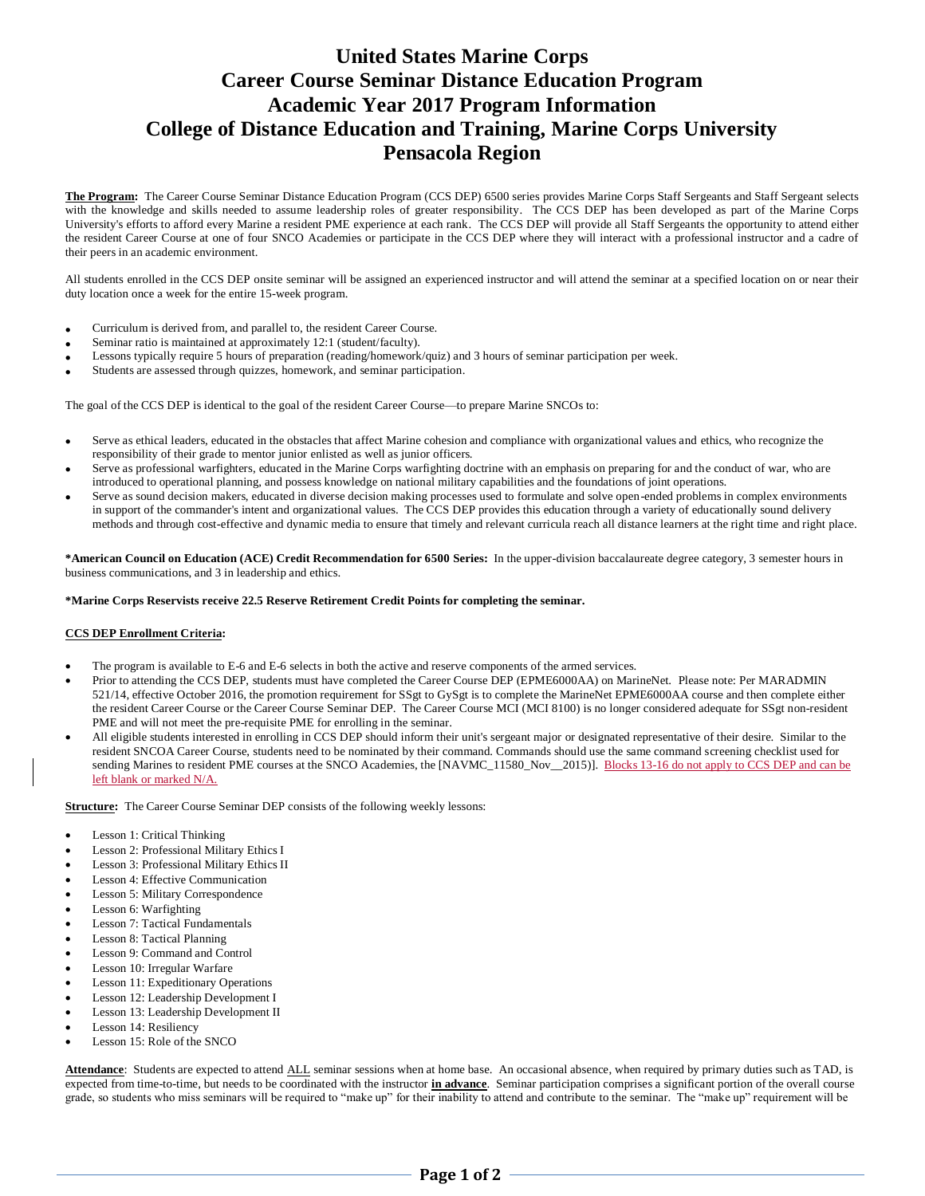# United States Marine Corps
# Career Course Seminar Distance Education Program
# Academic Year 2017 Program Information
# College of Distance Education and Training, Marine Corps University
# Pensacola Region

**The Program:** The Career Course Seminar Distance Education Program (CCS DEP) 6500 series provides Marine Corps Staff Sergeants and Staff Sergeant selects with the knowledge and skills needed to assume leadership roles of greater responsibility. The CCS DEP has been developed as part of the Marine Corps University's efforts to afford every Marine a resident PME experience at each rank. The CCS DEP will provide all Staff Sergeants the opportunity to attend either the resident Career Course at one of four SNCO Academies or participate in the CCS DEP where they will interact with a professional instructor and a cadre of their peers in an academic environment.

All students enrolled in the CCS DEP onsite seminar will be assigned an experienced instructor and will attend the seminar at a specified location on or near their duty location once a week for the entire 15-week program.

- Curriculum is derived from, and parallel to, the resident Career Course.
- Seminar ratio is maintained at approximately 12:1 (student/faculty).
- Lessons typically require 5 hours of preparation (reading/homework/quiz) and 3 hours of seminar participation per week.
- Students are assessed through quizzes, homework, and seminar participation.

The goal of the CCS DEP is identical to the goal of the resident Career Course—to prepare Marine SNCOs to:

- Serve as ethical leaders, educated in the obstacles that affect Marine cohesion and compliance with organizational values and ethics, who recognize the responsibility of their grade to mentor junior enlisted as well as junior officers.
- Serve as professional warfighters, educated in the Marine Corps warfighting doctrine with an emphasis on preparing for and the conduct of war, who are introduced to operational planning, and possess knowledge on national military capabilities and the foundations of joint operations.
- Serve as sound decision makers, educated in diverse decision making processes used to formulate and solve open-ended problems in complex environments in support of the commander's intent and organizational values. The CCS DEP provides this education through a variety of educationally sound delivery methods and through cost-effective and dynamic media to ensure that timely and relevant curricula reach all distance learners at the right time and right place.

***American Council on Education (ACE) Credit Recommendation for 6500 Series:** In the upper-division baccalaureate degree category, 3 semester hours in business communications, and 3 in leadership and ethics.

***Marine Corps Reservists receive 22.5 Reserve Retirement Credit Points for completing the seminar.**

**CCS DEP Enrollment Criteria:**

- The program is available to E-6 and E-6 selects in both the active and reserve components of the armed services.
- Prior to attending the CCS DEP, students must have completed the Career Course DEP (EPME6000AA) on MarineNet. Please note: Per MARADMIN 521/14, effective October 2016, the promotion requirement for SSgt to GySgt is to complete the MarineNet EPME6000AA course and then complete either the resident Career Course or the Career Course Seminar DEP. The Career Course MCI (MCI 8100) is no longer considered adequate for SSgt non-resident PME and will not meet the pre-requisite PME for enrolling in the seminar.
- All eligible students interested in enrolling in CCS DEP should inform their unit's sergeant major or designated representative of their desire. Similar to the resident SNCOA Career Course, students need to be nominated by their command. Commands should use the same command screening checklist used for sending Marines to resident PME courses at the SNCO Academies, the [NAVMC_11580_Nov__2015)]. Blocks 13-16 do not apply to CCS DEP and can be left blank or marked N/A.

**Structure:** The Career Course Seminar DEP consists of the following weekly lessons:

- Lesson 1: Critical Thinking
- Lesson 2: Professional Military Ethics I
- Lesson 3: Professional Military Ethics II
- Lesson 4: Effective Communication
- Lesson 5: Military Correspondence
- Lesson 6: Warfighting
- Lesson 7: Tactical Fundamentals
- Lesson 8: Tactical Planning
- Lesson 9: Command and Control
- Lesson 10: Irregular Warfare
- Lesson 11: Expeditionary Operations
- Lesson 12: Leadership Development I
- Lesson 13: Leadership Development II
- Lesson 14: Resiliency
- Lesson 15: Role of the SNCO

**Attendance**: Students are expected to attend ALL seminar sessions when at home base. An occasional absence, when required by primary duties such as TAD, is expected from time-to-time, but needs to be coordinated with the instructor **in advance**. Seminar participation comprises a significant portion of the overall course grade, so students who miss seminars will be required to "make up" for their inability to attend and contribute to the seminar. The "make up" requirement will be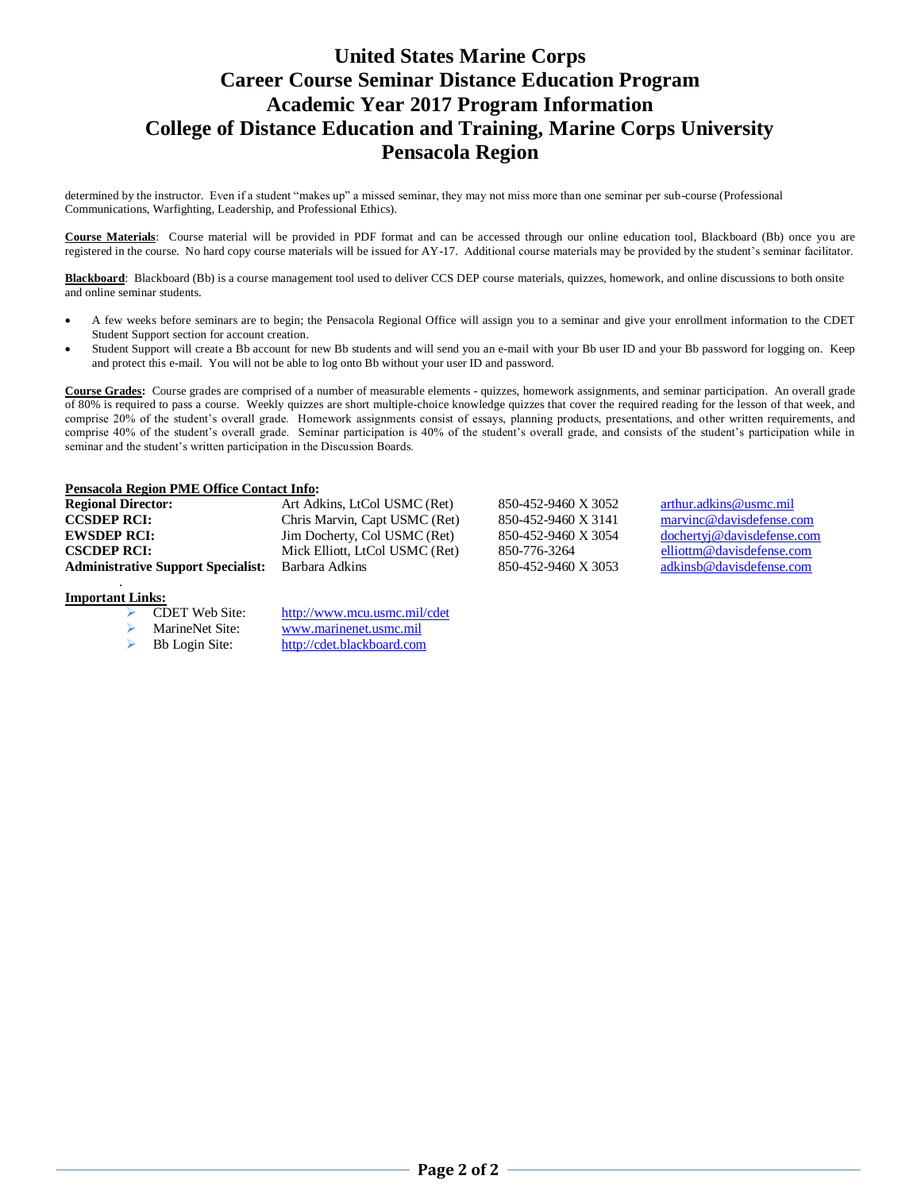determined by the instructor. Even if a student "makes up" a missed seminar, they may not miss more than one seminar per sub-course (Professional Communications, Warfighting, Leadership, and Professional Ethics).

**Course Materials**: Course material will be provided in PDF format and can be accessed through our online education tool, Blackboard (Bb) once you are registered in the course. No hard copy course materials will be issued for AY-17. Additional course materials may be provided by the student's seminar facilitator.

**Blackboard**: Blackboard (Bb) is a course management tool used to deliver CCS DEP course materials, quizzes, homework, and online discussions to both onsite and online seminar students.

- A few weeks before seminars are to begin; the Pensacola Regional Office will assign you to a seminar and give your enrollment information to the CDET Student Support section for account creation.
- Student Support will create a Bb account for new Bb students and will send you an e-mail with your Bb user ID and your Bb password for logging on. Keep and protect this e-mail. You will not be able to log onto Bb without your user ID and password.

**Course Grades:** Course grades are comprised of a number of measurable elements - quizzes, homework assignments, and seminar participation. An overall grade of 80% is required to pass a course. Weekly quizzes are short multiple-choice knowledge quizzes that cover the required reading for the lesson of that week, and comprise 20% of the student's overall grade. Homework assignments consist of essays, planning products, presentations, and other written requirements, and comprise 40% of the student's overall grade. Seminar participation is 40% of the student's overall grade, and consists of the student's participation while in seminar and the student's written participation in the Discussion Boards.

**Pensacola Region PME Office Contact Info:**

| | | | |
|---|---|---|---|
| **Regional Director:** | Art Adkins, LtCol USMC (Ret) | 850-452-9460 X 3052 | arthur.adkins@usmc.mil |
| **CCSDEP RCI:** | Chris Marvin, Capt USMC (Ret) | 850-452-9460 X 3141 | marvinc@davisdefense.com |
| **EWSDEP RCI:** | Jim Docherty, Col USMC (Ret) | 850-452-9460 X 3054 | dochertyj@davisdefense.com |
| **CSCDEP RCI:** | Mick Elliott, LtCol USMC (Ret) | 850-776-3264 | elliottm@davisdefense.com |
| **Administrative Support Specialist:** | Barbara Adkins | 850-452-9460 X 3053 | adkinsb@davisdefense.com |

**Important Links:**

- CDET Web Site: http://www.mcu.usmc.mil/cdet
- MarineNet Site: www.marinenet.usmc.mil
- Bb Login Site: http://cdet.blackboard.com